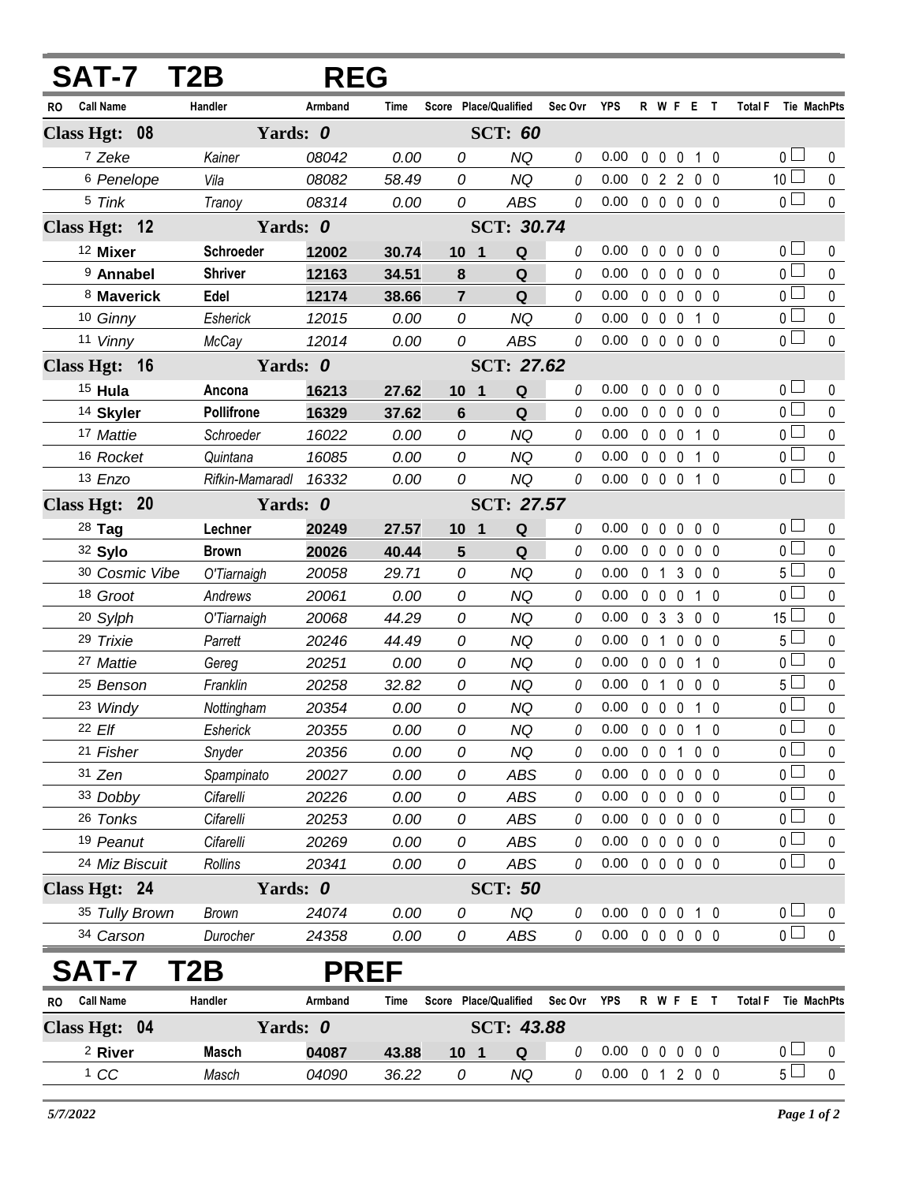# SAT-7 T2B REG

| RO | Call Name | Handler | Armband | Time | Score | Place/Qualified | Sec Ovr | YPS | R | W | F | E | T | Total F | Tie | MachPts |
|---|---|---|---|---|---|---|---|---|---|---|---|---|---|---|---|---|
| **Class Hgt: 08** | | **Yards: 0** | | | | **SCT: 60** | | | | | | | | | | |
| 7 | Zeke | Kainer | 08042 | 0.00 | 0 | NQ | 0 | 0.00 | 0 | 0 | 0 | 1 | 0 | 0 | ☐ | 0 |
| 6 | Penelope | Vila | 08082 | 58.49 | 0 | NQ | 0 | 0.00 | 0 | 2 | 2 | 0 | 0 | 10 | ☐ | 0 |
| 5 | Tink | Tranoy | 08314 | 0.00 | 0 | ABS | 0 | 0.00 | 0 | 0 | 0 | 0 | 0 | 0 | ☐ | 0 |
| **Class Hgt: 12** | | **Yards: 0** | | | | **SCT: 30.74** | | | | | | | | | | |
| 12 | **Mixer** | **Schroeder** | **12002** | **30.74** | **10** | **1 Q** | 0 | 0.00 | 0 | 0 | 0 | 0 | 0 | 0 | ☐ | 0 |
| 9 | **Annabel** | **Shriver** | **12163** | **34.51** | **8** | **Q** | 0 | 0.00 | 0 | 0 | 0 | 0 | 0 | 0 | ☐ | 0 |
| 8 | **Maverick** | **Edel** | **12174** | **38.66** | **7** | **Q** | 0 | 0.00 | 0 | 0 | 0 | 0 | 0 | 0 | ☐ | 0 |
| 10 | Ginny | Esherick | 12015 | 0.00 | 0 | NQ | 0 | 0.00 | 0 | 0 | 0 | 1 | 0 | 0 | ☐ | 0 |
| 11 | Vinny | McCay | 12014 | 0.00 | 0 | ABS | 0 | 0.00 | 0 | 0 | 0 | 0 | 0 | 0 | ☐ | 0 |
| **Class Hgt: 16** | | **Yards: 0** | | | | **SCT: 27.62** | | | | | | | | | | |
| 15 | **Hula** | **Ancona** | **16213** | **27.62** | **10** | **1 Q** | 0 | 0.00 | 0 | 0 | 0 | 0 | 0 | 0 | ☐ | 0 |
| 14 | **Skyler** | **Pollifrone** | **16329** | **37.62** | **6** | **Q** | 0 | 0.00 | 0 | 0 | 0 | 0 | 0 | 0 | ☐ | 0 |
| 17 | Mattie | Schroeder | 16022 | 0.00 | 0 | NQ | 0 | 0.00 | 0 | 0 | 0 | 1 | 0 | 0 | ☐ | 0 |
| 16 | Rocket | Quintana | 16085 | 0.00 | 0 | NQ | 0 | 0.00 | 0 | 0 | 0 | 1 | 0 | 0 | ☐ | 0 |
| 13 | Enzo | Rifkin-Mamaradl | 16332 | 0.00 | 0 | NQ | 0 | 0.00 | 0 | 0 | 0 | 1 | 0 | 0 | ☐ | 0 |
| **Class Hgt: 20** | | **Yards: 0** | | | | **SCT: 27.57** | | | | | | | | | | |
| 28 | **Tag** | **Lechner** | **20249** | **27.57** | **10** | **1 Q** | 0 | 0.00 | 0 | 0 | 0 | 0 | 0 | 0 | ☐ | 0 |
| 32 | **Sylo** | **Brown** | **20026** | **40.44** | **5** | **Q** | 0 | 0.00 | 0 | 0 | 0 | 0 | 0 | 0 | ☐ | 0 |
| 30 | Cosmic Vibe | O'Tiarnaigh | 20058 | 29.71 | 0 | NQ | 0 | 0.00 | 0 | 1 | 3 | 0 | 0 | 5 | ☐ | 0 |
| 18 | Groot | Andrews | 20061 | 0.00 | 0 | NQ | 0 | 0.00 | 0 | 0 | 0 | 1 | 0 | 0 | ☐ | 0 |
| 20 | Sylph | O'Tiarnaigh | 20068 | 44.29 | 0 | NQ | 0 | 0.00 | 0 | 3 | 3 | 0 | 0 | 15 | ☐ | 0 |
| 29 | Trixie | Parrett | 20246 | 44.49 | 0 | NQ | 0 | 0.00 | 0 | 1 | 0 | 0 | 0 | 5 | ☐ | 0 |
| 27 | Mattie | Gereg | 20251 | 0.00 | 0 | NQ | 0 | 0.00 | 0 | 0 | 0 | 1 | 0 | 0 | ☐ | 0 |
| 25 | Benson | Franklin | 20258 | 32.82 | 0 | NQ | 0 | 0.00 | 0 | 1 | 0 | 0 | 0 | 5 | ☐ | 0 |
| 23 | Windy | Nottingham | 20354 | 0.00 | 0 | NQ | 0 | 0.00 | 0 | 0 | 0 | 1 | 0 | 0 | ☐ | 0 |
| 22 | Elf | Esherick | 20355 | 0.00 | 0 | NQ | 0 | 0.00 | 0 | 0 | 0 | 1 | 0 | 0 | ☐ | 0 |
| 21 | Fisher | Snyder | 20356 | 0.00 | 0 | NQ | 0 | 0.00 | 0 | 0 | 1 | 0 | 0 | 0 | ☐ | 0 |
| 31 | Zen | Spampinato | 20027 | 0.00 | 0 | ABS | 0 | 0.00 | 0 | 0 | 0 | 0 | 0 | 0 | ☐ | 0 |
| 33 | Dobby | Cifarelli | 20226 | 0.00 | 0 | ABS | 0 | 0.00 | 0 | 0 | 0 | 0 | 0 | 0 | ☐ | 0 |
| 26 | Tonks | Cifarelli | 20253 | 0.00 | 0 | ABS | 0 | 0.00 | 0 | 0 | 0 | 0 | 0 | 0 | ☐ | 0 |
| 19 | Peanut | Cifarelli | 20269 | 0.00 | 0 | ABS | 0 | 0.00 | 0 | 0 | 0 | 0 | 0 | 0 | ☐ | 0 |
| 24 | Miz Biscuit | Rollins | 20341 | 0.00 | 0 | ABS | 0 | 0.00 | 0 | 0 | 0 | 0 | 0 | 0 | ☐ | 0 |
| **Class Hgt: 24** | | **Yards: 0** | | | | **SCT: 50** | | | | | | | | | | |
| 35 | Tully Brown | Brown | 24074 | 0.00 | 0 | NQ | 0 | 0.00 | 0 | 0 | 0 | 1 | 0 | 0 | ☐ | 0 |
| 34 | Carson | Durocher | 24358 | 0.00 | 0 | ABS | 0 | 0.00 | 0 | 0 | 0 | 0 | 0 | 0 | ☐ | 0 |

# SAT-7 T2B PREF

| RO | Call Name | Handler | Armband | Time | Score | Place/Qualified | Sec Ovr | YPS | R | W | F | E | T | Total F | Tie | MachPts |
|---|---|---|---|---|---|---|---|---|---|---|---|---|---|---|---|---|
| **Class Hgt: 04** | | **Yards: 0** | | | | **SCT: 43.88** | | | | | | | | | | |
| 2 | **River** | **Masch** | **04087** | **43.88** | **10** | **1 Q** | 0 | 0.00 | 0 | 0 | 0 | 0 | 0 | 0 | ☐ | 0 |
| 1 | CC | Masch | 04090 | 36.22 | 0 | NQ | 0 | 0.00 | 0 | 1 | 2 | 0 | 0 | 5 | ☐ | 0 |

*5/7/2022*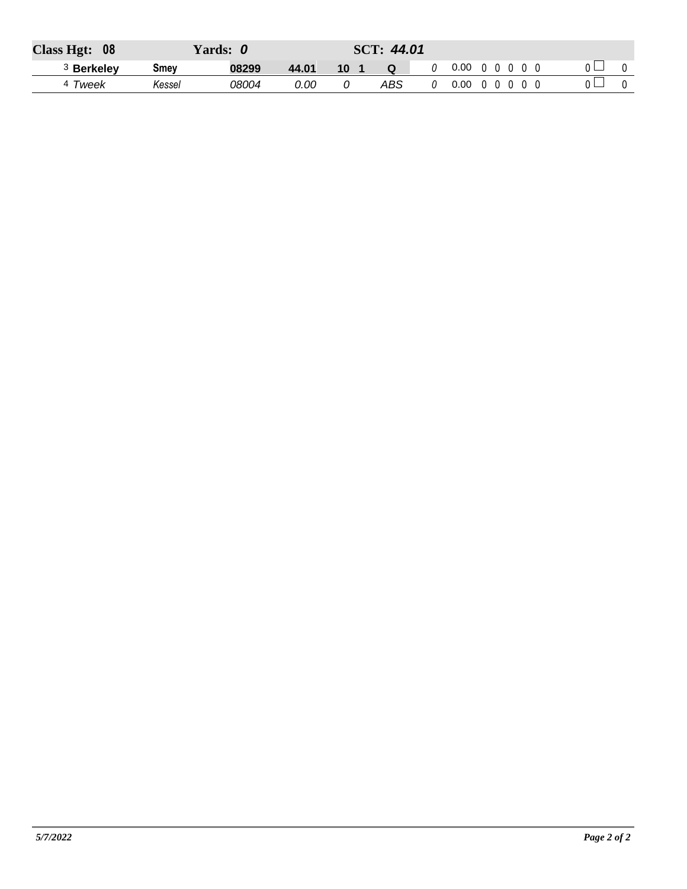| Class Hgt: 08 | | Yards: *0* | | SCT: *44.01* | | | | | | | | | | | |
|---|---|---|---|---|---|---|---|---|---|---|---|---|---|---|---|
| 3 **Berkeley** | **Smey** | **08299** | **44.01** | **10 1** | **Q** | *0* | 0.00 | 0 | 0 | 0 | 0 | 0 | 0 | ☐ | 0 |
| 4 *Tweek* | *Kessel* | *08004* | *0.00* | *0* | *ABS* | *0* | 0.00 | 0 | 0 | 0 | 0 | 0 | 0 | ☐ | 0 |

*5/7/2022*